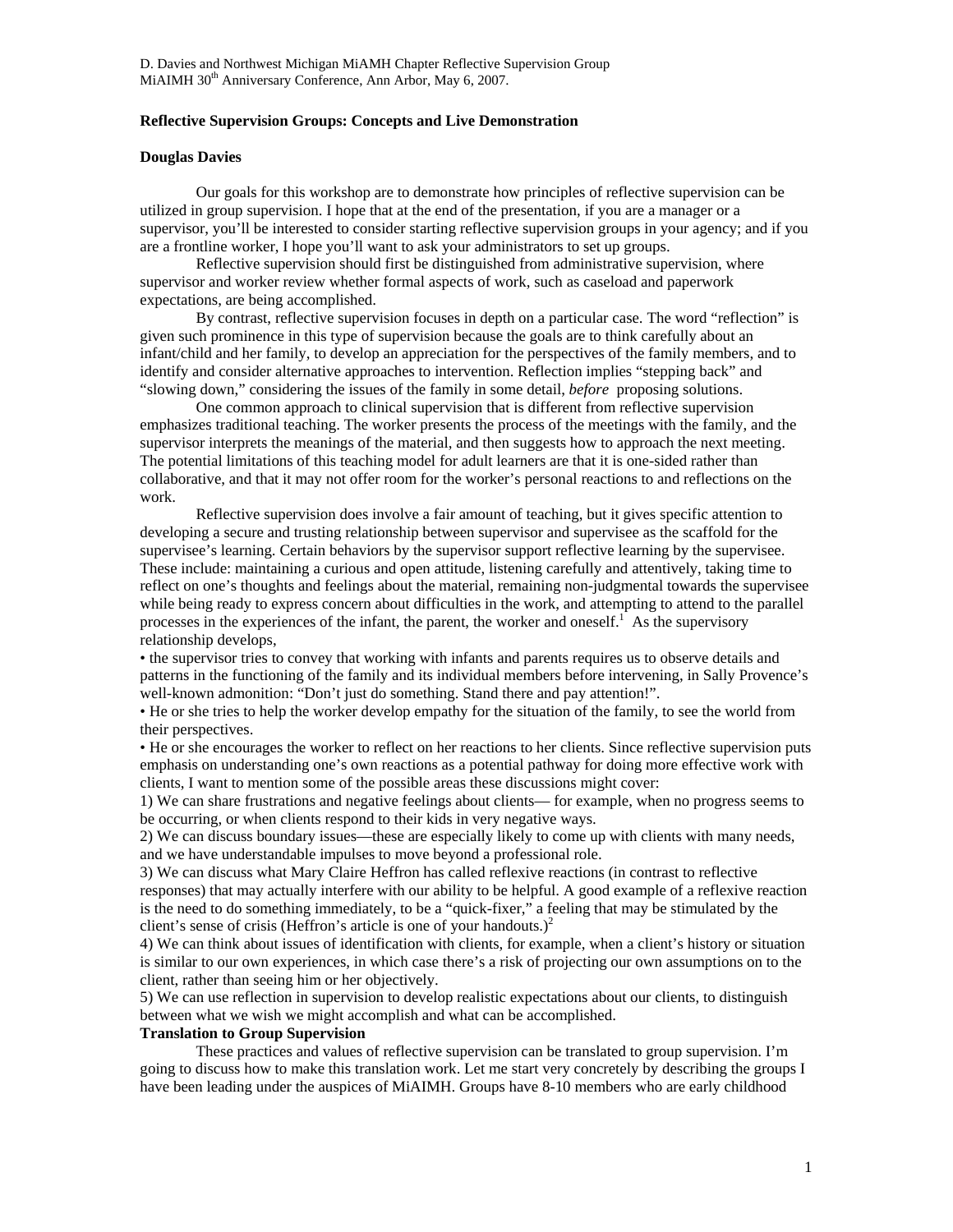D. Davies and Northwest Michigan MiAMH Chapter Reflective Supervision Group
MiAIMH 30th Anniversary Conference, Ann Arbor, May 6, 2007.

**Reflective Supervision Groups: Concepts and Live Demonstration**

**Douglas Davies**

Our goals for this workshop are to demonstrate how principles of reflective supervision can be utilized in group supervision. I hope that at the end of the presentation, if you are a manager or a supervisor, you'll be interested to consider starting reflective supervision groups in your agency; and if you are a frontline worker, I hope you'll want to ask your administrators to set up groups.

Reflective supervision should first be distinguished from administrative supervision, where supervisor and worker review whether formal aspects of work, such as caseload and paperwork expectations, are being accomplished.

By contrast, reflective supervision focuses in depth on a particular case. The word "reflection" is given such prominence in this type of supervision because the goals are to think carefully about an infant/child and her family, to develop an appreciation for the perspectives of the family members, and to identify and consider alternative approaches to intervention. Reflection implies "stepping back" and "slowing down," considering the issues of the family in some detail, *before* proposing solutions.

One common approach to clinical supervision that is different from reflective supervision emphasizes traditional teaching. The worker presents the process of the meetings with the family, and the supervisor interprets the meanings of the material, and then suggests how to approach the next meeting. The potential limitations of this teaching model for adult learners are that it is one-sided rather than collaborative, and that it may not offer room for the worker's personal reactions to and reflections on the work.

Reflective supervision does involve a fair amount of teaching, but it gives specific attention to developing a secure and trusting relationship between supervisor and supervisee as the scaffold for the supervisee's learning. Certain behaviors by the supervisor support reflective learning by the supervisee. These include: maintaining a curious and open attitude, listening carefully and attentively, taking time to reflect on one's thoughts and feelings about the material, remaining non-judgmental towards the supervisee while being ready to express concern about difficulties in the work, and attempting to attend to the parallel processes in the experiences of the infant, the parent, the worker and oneself.[1] As the supervisory relationship develops,

- the supervisor tries to convey that working with infants and parents requires us to observe details and patterns in the functioning of the family and its individual members before intervening, in Sally Provence's well-known admonition: "Don't just do something. Stand there and pay attention!".
- He or she tries to help the worker develop empathy for the situation of the family, to see the world from their perspectives.
- He or she encourages the worker to reflect on her reactions to her clients. Since reflective supervision puts emphasis on understanding one's own reactions as a potential pathway for doing more effective work with clients, I want to mention some of the possible areas these discussions might cover:

1) We can share frustrations and negative feelings about clients— for example, when no progress seems to be occurring, or when clients respond to their kids in very negative ways.
2) We can discuss boundary issues—these are especially likely to come up with clients with many needs, and we have understandable impulses to move beyond a professional role.
3) We can discuss what Mary Claire Heffron has called reflexive reactions (in contrast to reflective responses) that may actually interfere with our ability to be helpful. A good example of a reflexive reaction is the need to do something immediately, to be a "quick-fixer," a feeling that may be stimulated by the client's sense of crisis (Heffron's article is one of your handouts.)[2]
4) We can think about issues of identification with clients, for example, when a client's history or situation is similar to our own experiences, in which case there's a risk of projecting our own assumptions on to the client, rather than seeing him or her objectively.
5) We can use reflection in supervision to develop realistic expectations about our clients, to distinguish between what we wish we might accomplish and what can be accomplished.

**Translation to Group Supervision**

These practices and values of reflective supervision can be translated to group supervision. I'm going to discuss how to make this translation work. Let me start very concretely by describing the groups I have been leading under the auspices of MiAIMH. Groups have 8-10 members who are early childhood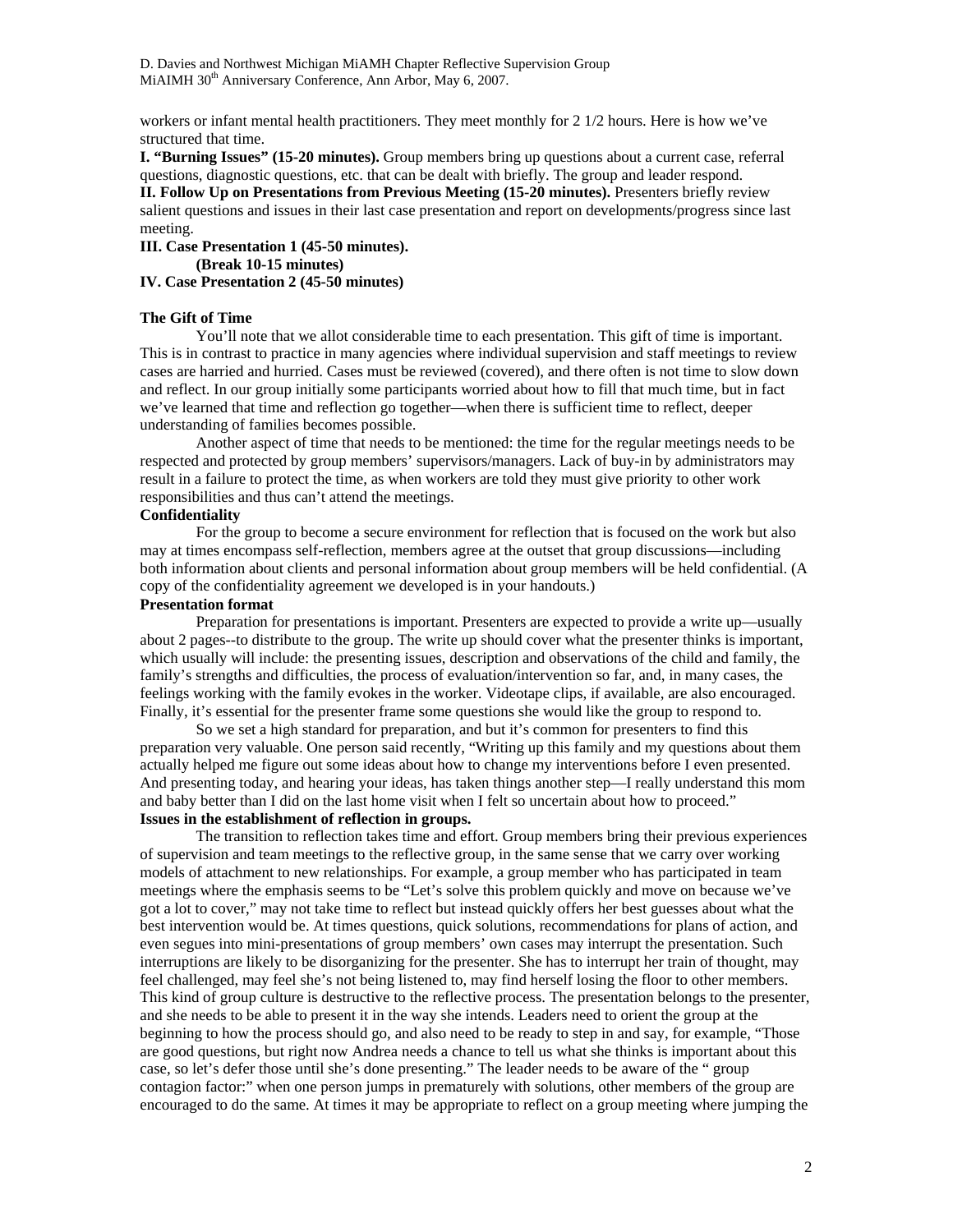workers or infant mental health practitioners. They meet monthly for 2 1/2 hours. Here is how we've structured that time.

**I. "Burning Issues" (15-20 minutes).** Group members bring up questions about a current case, referral questions, diagnostic questions, etc. that can be dealt with briefly. The group and leader respond.

**II. Follow Up on Presentations from Previous Meeting (15-20 minutes).** Presenters briefly review salient questions and issues in their last case presentation and report on developments/progress since last meeting.

**III. Case Presentation 1 (45-50 minutes).**

**(Break 10-15 minutes)**

**IV. Case Presentation 2 (45-50 minutes)**

**The Gift of Time**

You'll note that we allot considerable time to each presentation. This gift of time is important. This is in contrast to practice in many agencies where individual supervision and staff meetings to review cases are harried and hurried. Cases must be reviewed (covered), and there often is not time to slow down and reflect. In our group initially some participants worried about how to fill that much time, but in fact we've learned that time and reflection go together—when there is sufficient time to reflect, deeper understanding of families becomes possible.

Another aspect of time that needs to be mentioned: the time for the regular meetings needs to be respected and protected by group members' supervisors/managers. Lack of buy-in by administrators may result in a failure to protect the time, as when workers are told they must give priority to other work responsibilities and thus can't attend the meetings.

**Confidentiality**

For the group to become a secure environment for reflection that is focused on the work but also may at times encompass self-reflection, members agree at the outset that group discussions—including both information about clients and personal information about group members will be held confidential. (A copy of the confidentiality agreement we developed is in your handouts.)

**Presentation format**

Preparation for presentations is important. Presenters are expected to provide a write up—usually about 2 pages--to distribute to the group. The write up should cover what the presenter thinks is important, which usually will include: the presenting issues, description and observations of the child and family, the family's strengths and difficulties, the process of evaluation/intervention so far, and, in many cases, the feelings working with the family evokes in the worker. Videotape clips, if available, are also encouraged. Finally, it's essential for the presenter frame some questions she would like the group to respond to.

So we set a high standard for preparation, and but it's common for presenters to find this preparation very valuable. One person said recently, "Writing up this family and my questions about them actually helped me figure out some ideas about how to change my interventions before I even presented. And presenting today, and hearing your ideas, has taken things another step—I really understand this mom and baby better than I did on the last home visit when I felt so uncertain about how to proceed."

**Issues in the establishment of reflection in groups.**

The transition to reflection takes time and effort. Group members bring their previous experiences of supervision and team meetings to the reflective group, in the same sense that we carry over working models of attachment to new relationships. For example, a group member who has participated in team meetings where the emphasis seems to be "Let's solve this problem quickly and move on because we've got a lot to cover," may not take time to reflect but instead quickly offers her best guesses about what the best intervention would be. At times questions, quick solutions, recommendations for plans of action, and even segues into mini-presentations of group members' own cases may interrupt the presentation. Such interruptions are likely to be disorganizing for the presenter. She has to interrupt her train of thought, may feel challenged, may feel she's not being listened to, may find herself losing the floor to other members. This kind of group culture is destructive to the reflective process. The presentation belongs to the presenter, and she needs to be able to present it in the way she intends. Leaders need to orient the group at the beginning to how the process should go, and also need to be ready to step in and say, for example, "Those are good questions, but right now Andrea needs a chance to tell us what she thinks is important about this case, so let's defer those until she's done presenting." The leader needs to be aware of the " group contagion factor:" when one person jumps in prematurely with solutions, other members of the group are encouraged to do the same. At times it may be appropriate to reflect on a group meeting where jumping the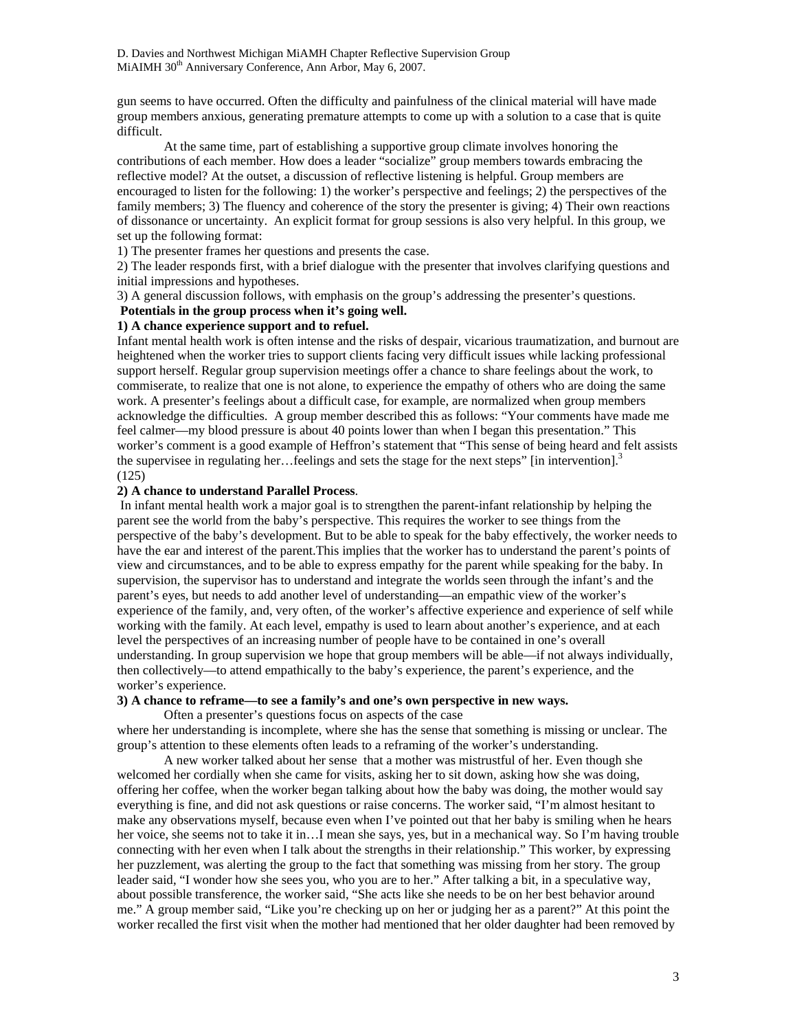gun seems to have occurred. Often the difficulty and painfulness of the clinical material will have made group members anxious, generating premature attempts to come up with a solution to a case that is quite difficult.

At the same time, part of establishing a supportive group climate involves honoring the contributions of each member. How does a leader "socialize" group members towards embracing the reflective model? At the outset, a discussion of reflective listening is helpful. Group members are encouraged to listen for the following: 1) the worker's perspective and feelings; 2) the perspectives of the family members; 3) The fluency and coherence of the story the presenter is giving; 4) Their own reactions of dissonance or uncertainty. An explicit format for group sessions is also very helpful. In this group, we set up the following format:

1) The presenter frames her questions and presents the case.
2) The leader responds first, with a brief dialogue with the presenter that involves clarifying questions and initial impressions and hypotheses.
3) A general discussion follows, with emphasis on the group's addressing the presenter's questions.

**Potentials in the group process when it's going well.**

**1) A chance experience support and to refuel.**

Infant mental health work is often intense and the risks of despair, vicarious traumatization, and burnout are heightened when the worker tries to support clients facing very difficult issues while lacking professional support herself. Regular group supervision meetings offer a chance to share feelings about the work, to commiserate, to realize that one is not alone, to experience the empathy of others who are doing the same work. A presenter's feelings about a difficult case, for example, are normalized when group members acknowledge the difficulties. A group member described this as follows: "Your comments have made me feel calmer—my blood pressure is about 40 points lower than when I began this presentation." This worker's comment is a good example of Heffron's statement that "This sense of being heard and felt assists the supervisee in regulating her…feelings and sets the stage for the next steps" [in intervention].[3] (125)

**2) A chance to understand Parallel Process**.

In infant mental health work a major goal is to strengthen the parent-infant relationship by helping the parent see the world from the baby's perspective. This requires the worker to see things from the perspective of the baby's development. But to be able to speak for the baby effectively, the worker needs to have the ear and interest of the parent.This implies that the worker has to understand the parent's points of view and circumstances, and to be able to express empathy for the parent while speaking for the baby. In supervision, the supervisor has to understand and integrate the worlds seen through the infant's and the parent's eyes, but needs to add another level of understanding—an empathic view of the worker's experience of the family, and, very often, of the worker's affective experience and experience of self while working with the family. At each level, empathy is used to learn about another's experience, and at each level the perspectives of an increasing number of people have to be contained in one's overall understanding. In group supervision we hope that group members will be able—if not always individually, then collectively—to attend empathically to the baby's experience, the parent's experience, and the worker's experience.

**3) A chance to reframe—to see a family's and one's own perspective in new ways.**

Often a presenter's questions focus on aspects of the case where her understanding is incomplete, where she has the sense that something is missing or unclear. The group's attention to these elements often leads to a reframing of the worker's understanding.

A new worker talked about her sense that a mother was mistrustful of her. Even though she welcomed her cordially when she came for visits, asking her to sit down, asking how she was doing, offering her coffee, when the worker began talking about how the baby was doing, the mother would say everything is fine, and did not ask questions or raise concerns. The worker said, "I'm almost hesitant to make any observations myself, because even when I've pointed out that her baby is smiling when he hears her voice, she seems not to take it in…I mean she says, yes, but in a mechanical way. So I'm having trouble connecting with her even when I talk about the strengths in their relationship." This worker, by expressing her puzzlement, was alerting the group to the fact that something was missing from her story. The group leader said, "I wonder how she sees you, who you are to her." After talking a bit, in a speculative way, about possible transference, the worker said, "She acts like she needs to be on her best behavior around me." A group member said, "Like you're checking up on her or judging her as a parent?" At this point the worker recalled the first visit when the mother had mentioned that her older daughter had been removed by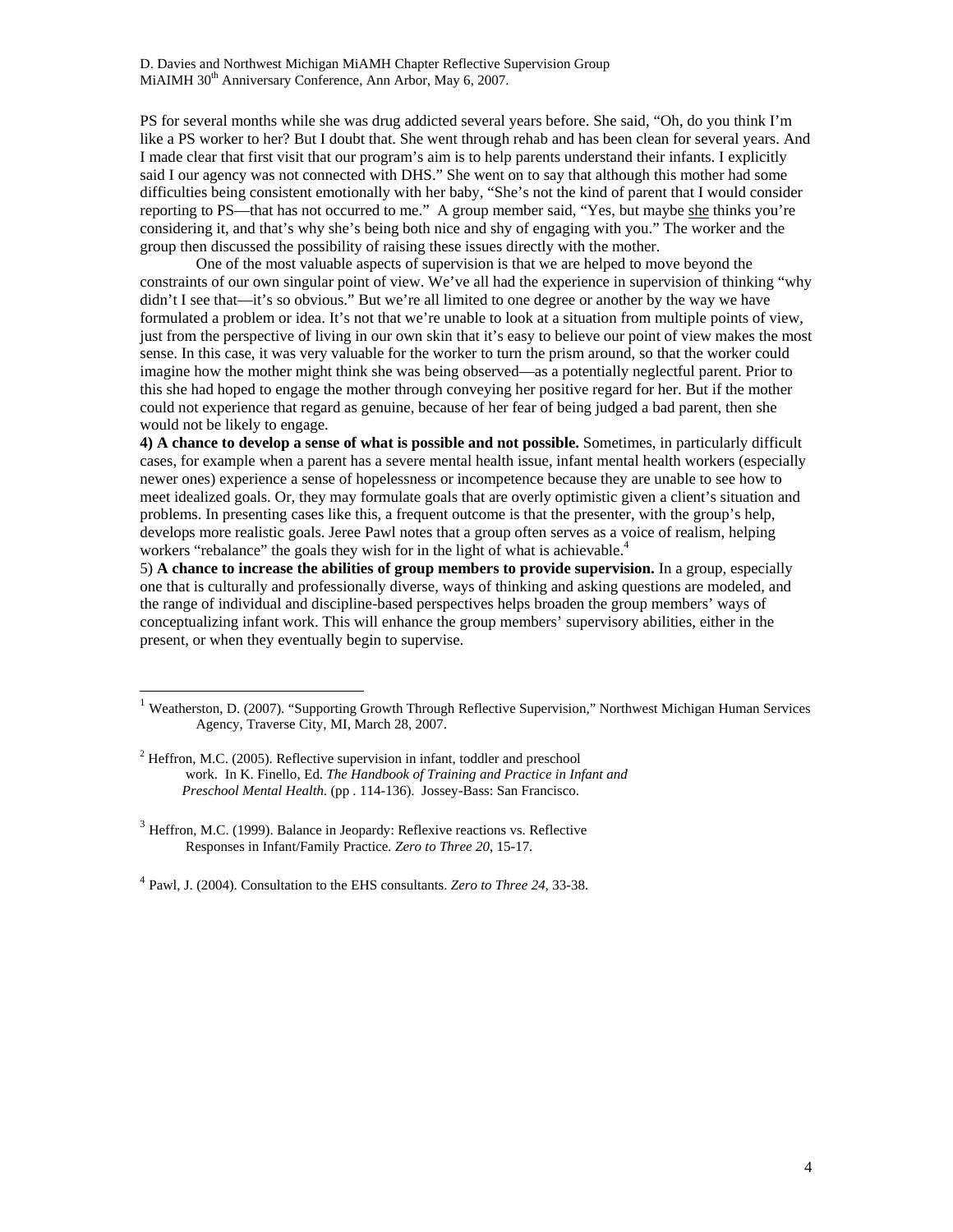PS for several months while she was drug addicted several years before. She said, "Oh, do you think I'm like a PS worker to her? But I doubt that. She went through rehab and has been clean for several years. And I made clear that first visit that our program's aim is to help parents understand their infants. I explicitly said I our agency was not connected with DHS." She went on to say that although this mother had some difficulties being consistent emotionally with her baby, "She's not the kind of parent that I would consider reporting to PS—that has not occurred to me." A group member said, "Yes, but maybe she thinks you're considering it, and that's why she's being both nice and shy of engaging with you." The worker and the group then discussed the possibility of raising these issues directly with the mother.

One of the most valuable aspects of supervision is that we are helped to move beyond the constraints of our own singular point of view. We've all had the experience in supervision of thinking "why didn't I see that—it's so obvious." But we're all limited to one degree or another by the way we have formulated a problem or idea. It's not that we're unable to look at a situation from multiple points of view, just from the perspective of living in our own skin that it's easy to believe our point of view makes the most sense. In this case, it was very valuable for the worker to turn the prism around, so that the worker could imagine how the mother might think she was being observed—as a potentially neglectful parent. Prior to this she had hoped to engage the mother through conveying her positive regard for her. But if the mother could not experience that regard as genuine, because of her fear of being judged a bad parent, then she would not be likely to engage.

**4) A chance to develop a sense of what is possible and not possible.** Sometimes, in particularly difficult cases, for example when a parent has a severe mental health issue, infant mental health workers (especially newer ones) experience a sense of hopelessness or incompetence because they are unable to see how to meet idealized goals. Or, they may formulate goals that are overly optimistic given a client's situation and problems. In presenting cases like this, a frequent outcome is that the presenter, with the group's help, develops more realistic goals. Jeree Pawl notes that a group often serves as a voice of realism, helping workers "rebalance" the goals they wish for in the light of what is achievable.[4]

5) **A chance to increase the abilities of group members to provide supervision.** In a group, especially one that is culturally and professionally diverse, ways of thinking and asking questions are modeled, and the range of individual and discipline-based perspectives helps broaden the group members' ways of conceptualizing infant work. This will enhance the group members' supervisory abilities, either in the present, or when they eventually begin to supervise.

---

[1] Weatherston, D. (2007). "Supporting Growth Through Reflective Supervision," Northwest Michigan Human Services Agency, Traverse City, MI, March 28, 2007.

[2] Heffron, M.C. (2005). Reflective supervision in infant, toddler and preschool work. In K. Finello, Ed. *The Handbook of Training and Practice in Infant and Preschool Mental Health.* (pp . 114-136). Jossey-Bass: San Francisco.

[3] Heffron, M.C. (1999). Balance in Jeopardy: Reflexive reactions vs. Reflective Responses in Infant/Family Practice. *Zero to Three 20,* 15-17.

[4] Pawl, J. (2004). Consultation to the EHS consultants. *Zero to Three 24,* 33-38.